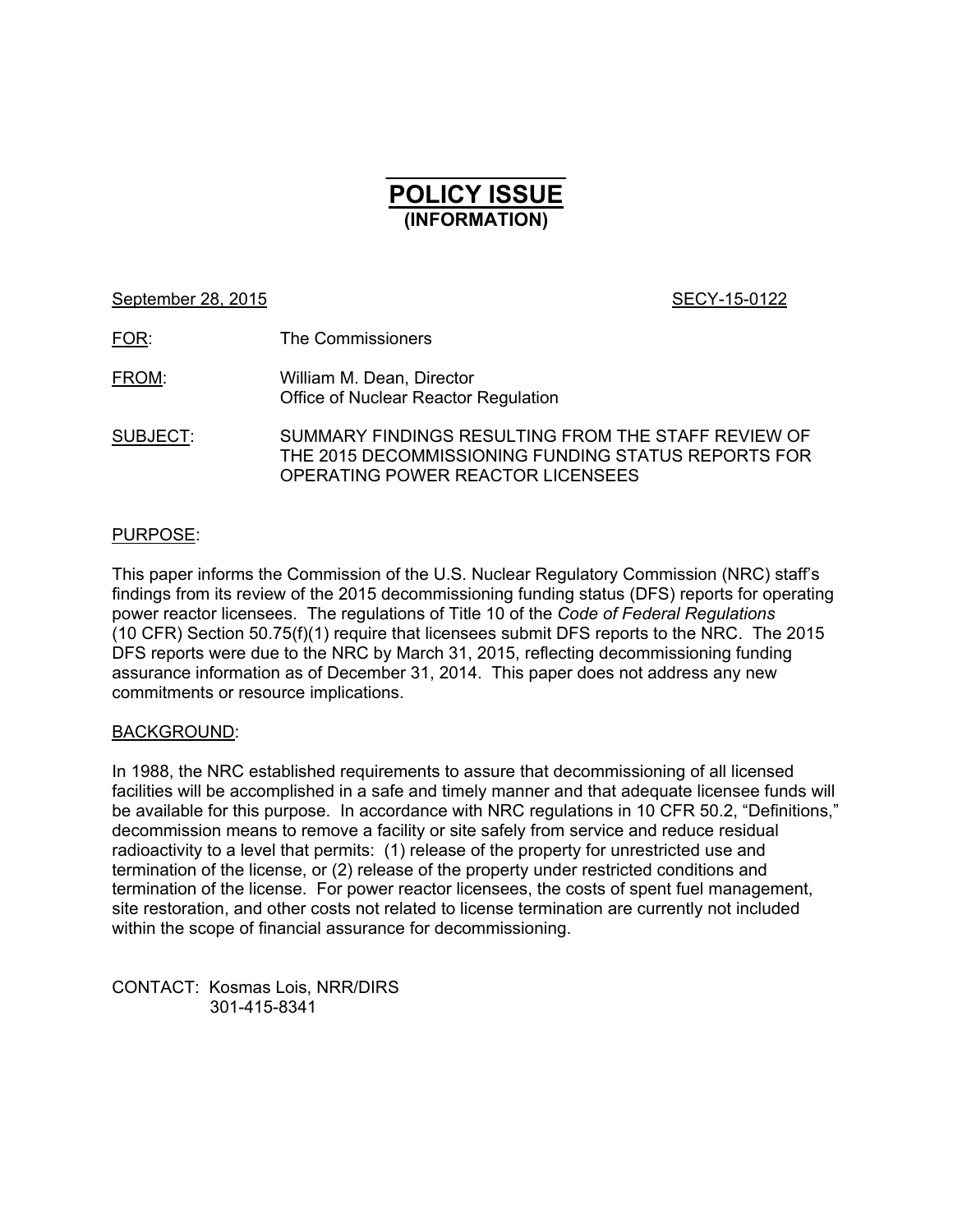# POLICY ISSUE
## (INFORMATION)

September 28, 2015 SECY-15-0122

FOR: The Commissioners

FROM: William M. Dean, Director
Office of Nuclear Reactor Regulation

SUBJECT: SUMMARY FINDINGS RESULTING FROM THE STAFF REVIEW OF THE 2015 DECOMMISSIONING FUNDING STATUS REPORTS FOR OPERATING POWER REACTOR LICENSEES

## PURPOSE:

This paper informs the Commission of the U.S. Nuclear Regulatory Commission (NRC) staff's findings from its review of the 2015 decommissioning funding status (DFS) reports for operating power reactor licensees. The regulations of Title 10 of the *Code of Federal Regulations* (10 CFR) Section 50.75(f)(1) require that licensees submit DFS reports to the NRC. The 2015 DFS reports were due to the NRC by March 31, 2015, reflecting decommissioning funding assurance information as of December 31, 2014. This paper does not address any new commitments or resource implications.

## BACKGROUND:

In 1988, the NRC established requirements to assure that decommissioning of all licensed facilities will be accomplished in a safe and timely manner and that adequate licensee funds will be available for this purpose. In accordance with NRC regulations in 10 CFR 50.2, "Definitions," decommission means to remove a facility or site safely from service and reduce residual radioactivity to a level that permits: (1) release of the property for unrestricted use and termination of the license, or (2) release of the property under restricted conditions and termination of the license. For power reactor licensees, the costs of spent fuel management, site restoration, and other costs not related to license termination are currently not included within the scope of financial assurance for decommissioning.

CONTACT: Kosmas Lois, NRR/DIRS
301-415-8341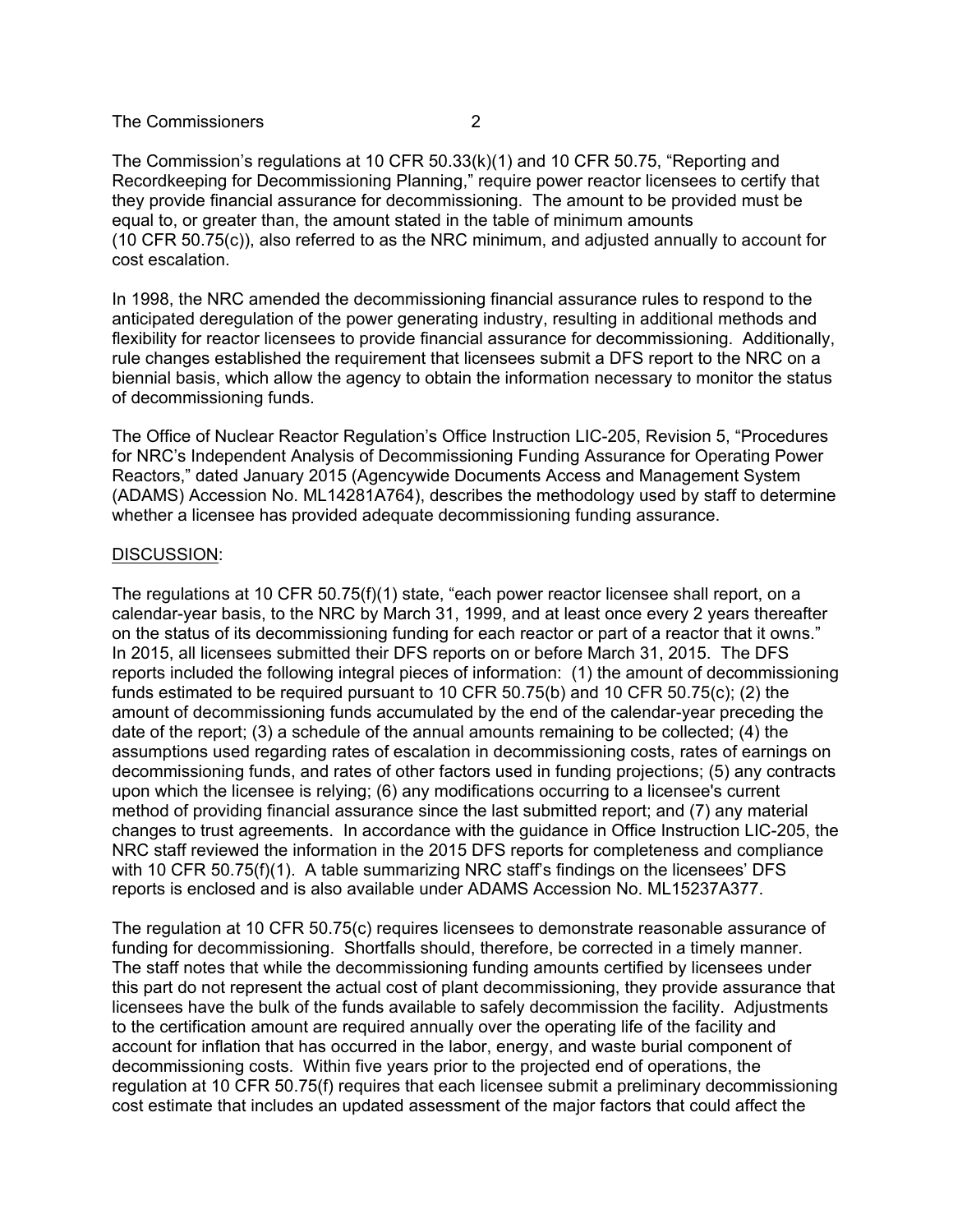The Commission's regulations at 10 CFR 50.33(k)(1) and 10 CFR 50.75, "Reporting and Recordkeeping for Decommissioning Planning," require power reactor licensees to certify that they provide financial assurance for decommissioning. The amount to be provided must be equal to, or greater than, the amount stated in the table of minimum amounts (10 CFR 50.75(c)), also referred to as the NRC minimum, and adjusted annually to account for cost escalation.

In 1998, the NRC amended the decommissioning financial assurance rules to respond to the anticipated deregulation of the power generating industry, resulting in additional methods and flexibility for reactor licensees to provide financial assurance for decommissioning. Additionally, rule changes established the requirement that licensees submit a DFS report to the NRC on a biennial basis, which allow the agency to obtain the information necessary to monitor the status of decommissioning funds.

The Office of Nuclear Reactor Regulation's Office Instruction LIC-205, Revision 5, "Procedures for NRC's Independent Analysis of Decommissioning Funding Assurance for Operating Power Reactors," dated January 2015 (Agencywide Documents Access and Management System (ADAMS) Accession No. ML14281A764), describes the methodology used by staff to determine whether a licensee has provided adequate decommissioning funding assurance.

DISCUSSION:

The regulations at 10 CFR 50.75(f)(1) state, "each power reactor licensee shall report, on a calendar-year basis, to the NRC by March 31, 1999, and at least once every 2 years thereafter on the status of its decommissioning funding for each reactor or part of a reactor that it owns." In 2015, all licensees submitted their DFS reports on or before March 31, 2015. The DFS reports included the following integral pieces of information: (1) the amount of decommissioning funds estimated to be required pursuant to 10 CFR 50.75(b) and 10 CFR 50.75(c); (2) the amount of decommissioning funds accumulated by the end of the calendar-year preceding the date of the report; (3) a schedule of the annual amounts remaining to be collected; (4) the assumptions used regarding rates of escalation in decommissioning costs, rates of earnings on decommissioning funds, and rates of other factors used in funding projections; (5) any contracts upon which the licensee is relying; (6) any modifications occurring to a licensee's current method of providing financial assurance since the last submitted report; and (7) any material changes to trust agreements. In accordance with the guidance in Office Instruction LIC-205, the NRC staff reviewed the information in the 2015 DFS reports for completeness and compliance with 10 CFR 50.75(f)(1). A table summarizing NRC staff's findings on the licensees' DFS reports is enclosed and is also available under ADAMS Accession No. ML15237A377.

The regulation at 10 CFR 50.75(c) requires licensees to demonstrate reasonable assurance of funding for decommissioning. Shortfalls should, therefore, be corrected in a timely manner. The staff notes that while the decommissioning funding amounts certified by licensees under this part do not represent the actual cost of plant decommissioning, they provide assurance that licensees have the bulk of the funds available to safely decommission the facility. Adjustments to the certification amount are required annually over the operating life of the facility and account for inflation that has occurred in the labor, energy, and waste burial component of decommissioning costs. Within five years prior to the projected end of operations, the regulation at 10 CFR 50.75(f) requires that each licensee submit a preliminary decommissioning cost estimate that includes an updated assessment of the major factors that could affect the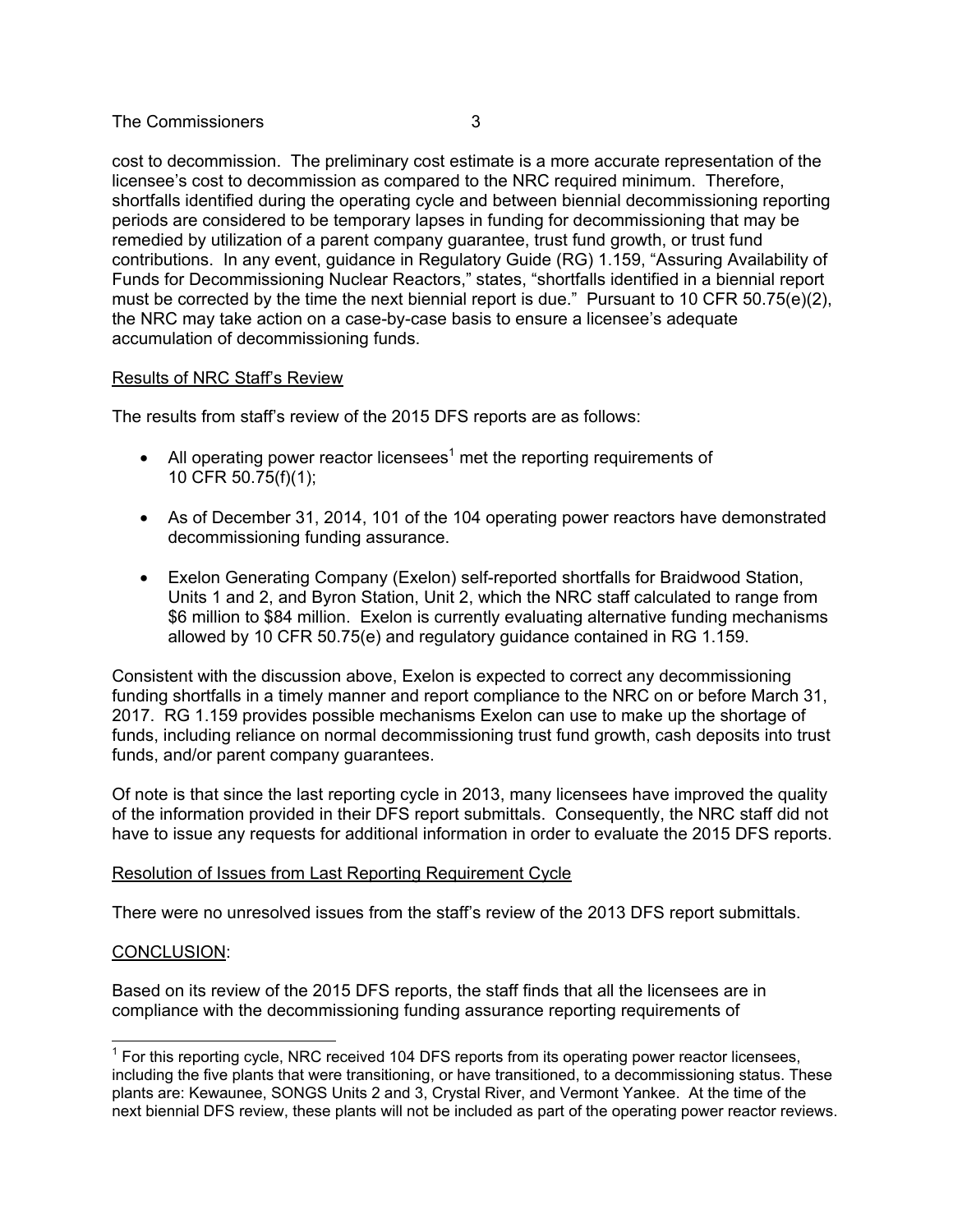cost to decommission. The preliminary cost estimate is a more accurate representation of the licensee's cost to decommission as compared to the NRC required minimum. Therefore, shortfalls identified during the operating cycle and between biennial decommissioning reporting periods are considered to be temporary lapses in funding for decommissioning that may be remedied by utilization of a parent company guarantee, trust fund growth, or trust fund contributions. In any event, guidance in Regulatory Guide (RG) 1.159, "Assuring Availability of Funds for Decommissioning Nuclear Reactors," states, "shortfalls identified in a biennial report must be corrected by the time the next biennial report is due." Pursuant to 10 CFR 50.75(e)(2), the NRC may take action on a case-by-case basis to ensure a licensee's adequate accumulation of decommissioning funds.

Results of NRC Staff's Review

The results from staff's review of the 2015 DFS reports are as follows:

- All operating power reactor licensees[1] met the reporting requirements of 10 CFR 50.75(f)(1);
- As of December 31, 2014, 101 of the 104 operating power reactors have demonstrated decommissioning funding assurance.
- Exelon Generating Company (Exelon) self-reported shortfalls for Braidwood Station, Units 1 and 2, and Byron Station, Unit 2, which the NRC staff calculated to range from \$6 million to \$84 million. Exelon is currently evaluating alternative funding mechanisms allowed by 10 CFR 50.75(e) and regulatory guidance contained in RG 1.159.

Consistent with the discussion above, Exelon is expected to correct any decommissioning funding shortfalls in a timely manner and report compliance to the NRC on or before March 31, 2017. RG 1.159 provides possible mechanisms Exelon can use to make up the shortage of funds, including reliance on normal decommissioning trust fund growth, cash deposits into trust funds, and/or parent company guarantees.

Of note is that since the last reporting cycle in 2013, many licensees have improved the quality of the information provided in their DFS report submittals. Consequently, the NRC staff did not have to issue any requests for additional information in order to evaluate the 2015 DFS reports.

Resolution of Issues from Last Reporting Requirement Cycle

There were no unresolved issues from the staff's review of the 2013 DFS report submittals.

CONCLUSION:

Based on its review of the 2015 DFS reports, the staff finds that all the licensees are in compliance with the decommissioning funding assurance reporting requirements of

[1] For this reporting cycle, NRC received 104 DFS reports from its operating power reactor licensees, including the five plants that were transitioning, or have transitioned, to a decommissioning status. These plants are: Kewaunee, SONGS Units 2 and 3, Crystal River, and Vermont Yankee. At the time of the next biennial DFS review, these plants will not be included as part of the operating power reactor reviews.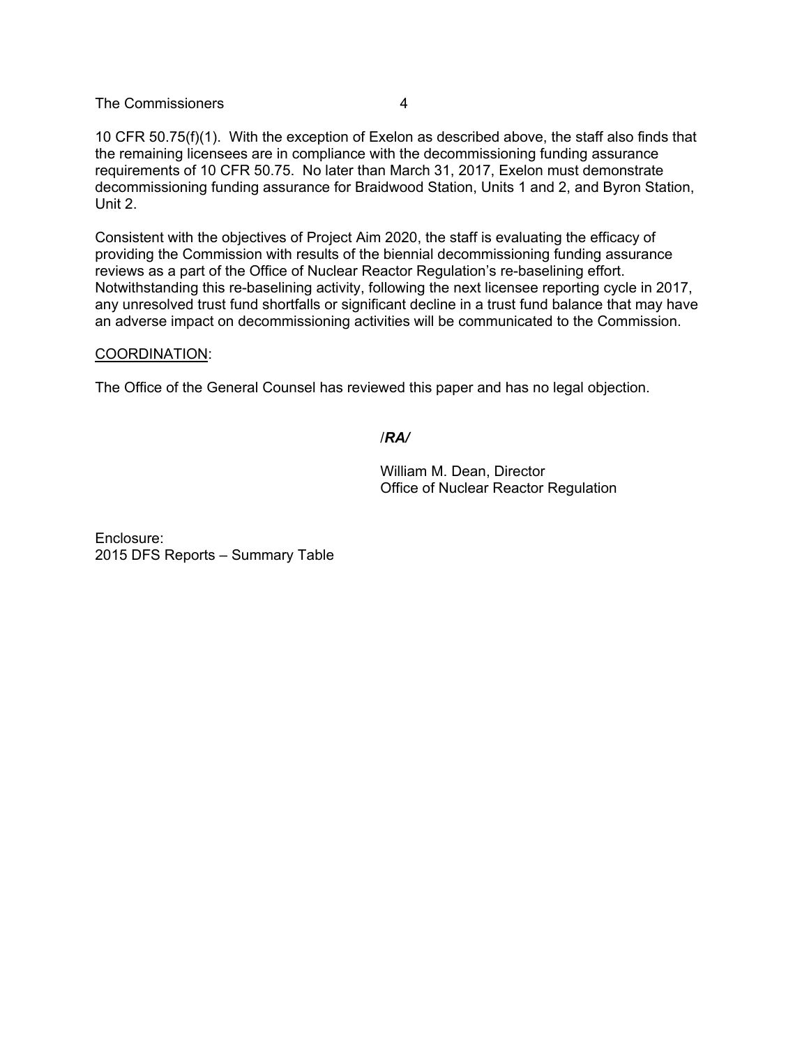10 CFR 50.75(f)(1). With the exception of Exelon as described above, the staff also finds that the remaining licensees are in compliance with the decommissioning funding assurance requirements of 10 CFR 50.75. No later than March 31, 2017, Exelon must demonstrate decommissioning funding assurance for Braidwood Station, Units 1 and 2, and Byron Station, Unit 2.

Consistent with the objectives of Project Aim 2020, the staff is evaluating the efficacy of providing the Commission with results of the biennial decommissioning funding assurance reviews as a part of the Office of Nuclear Reactor Regulation's re-baselining effort. Notwithstanding this re-baselining activity, following the next licensee reporting cycle in 2017, any unresolved trust fund shortfalls or significant decline in a trust fund balance that may have an adverse impact on decommissioning activities will be communicated to the Commission.

COORDINATION:

The Office of the General Counsel has reviewed this paper and has no legal objection.

/***RA***/

William M. Dean, Director
Office of Nuclear Reactor Regulation

Enclosure:
2015 DFS Reports – Summary Table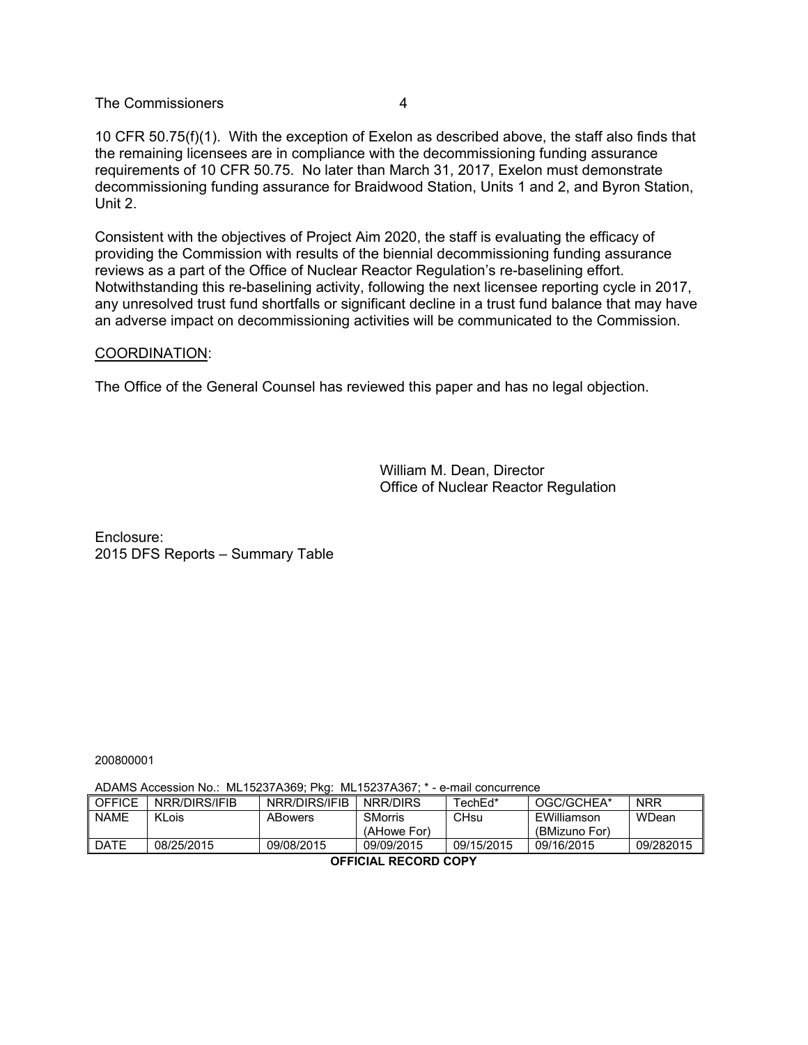10 CFR 50.75(f)(1). With the exception of Exelon as described above, the staff also finds that the remaining licensees are in compliance with the decommissioning funding assurance requirements of 10 CFR 50.75. No later than March 31, 2017, Exelon must demonstrate decommissioning funding assurance for Braidwood Station, Units 1 and 2, and Byron Station, Unit 2.

Consistent with the objectives of Project Aim 2020, the staff is evaluating the efficacy of providing the Commission with results of the biennial decommissioning funding assurance reviews as a part of the Office of Nuclear Reactor Regulation's re-baselining effort. Notwithstanding this re-baselining activity, following the next licensee reporting cycle in 2017, any unresolved trust fund shortfalls or significant decline in a trust fund balance that may have an adverse impact on decommissioning activities will be communicated to the Commission.

COORDINATION:

The Office of the General Counsel has reviewed this paper and has no legal objection.

William M. Dean, Director
Office of Nuclear Reactor Regulation

Enclosure:
2015 DFS Reports – Summary Table

200800001

ADAMS Accession No.: ML15237A369; Pkg: ML15237A367; * - e-mail concurrence

| OFFICE | NRR/DIRS/IFIB | NRR/DIRS/IFIB | NRR/DIRS | TechEd* | OGC/GCHEA* | NRR |
|---|---|---|---|---|---|---|
| NAME | KLois | ABowers | SMorris (AHowe For) | CHsu | EWilliamson (BMizuno For) | WDean |
| DATE | 08/25/2015 | 09/08/2015 | 09/09/2015 | 09/15/2015 | 09/16/2015 | 09/282015 |

**OFFICIAL RECORD COPY**